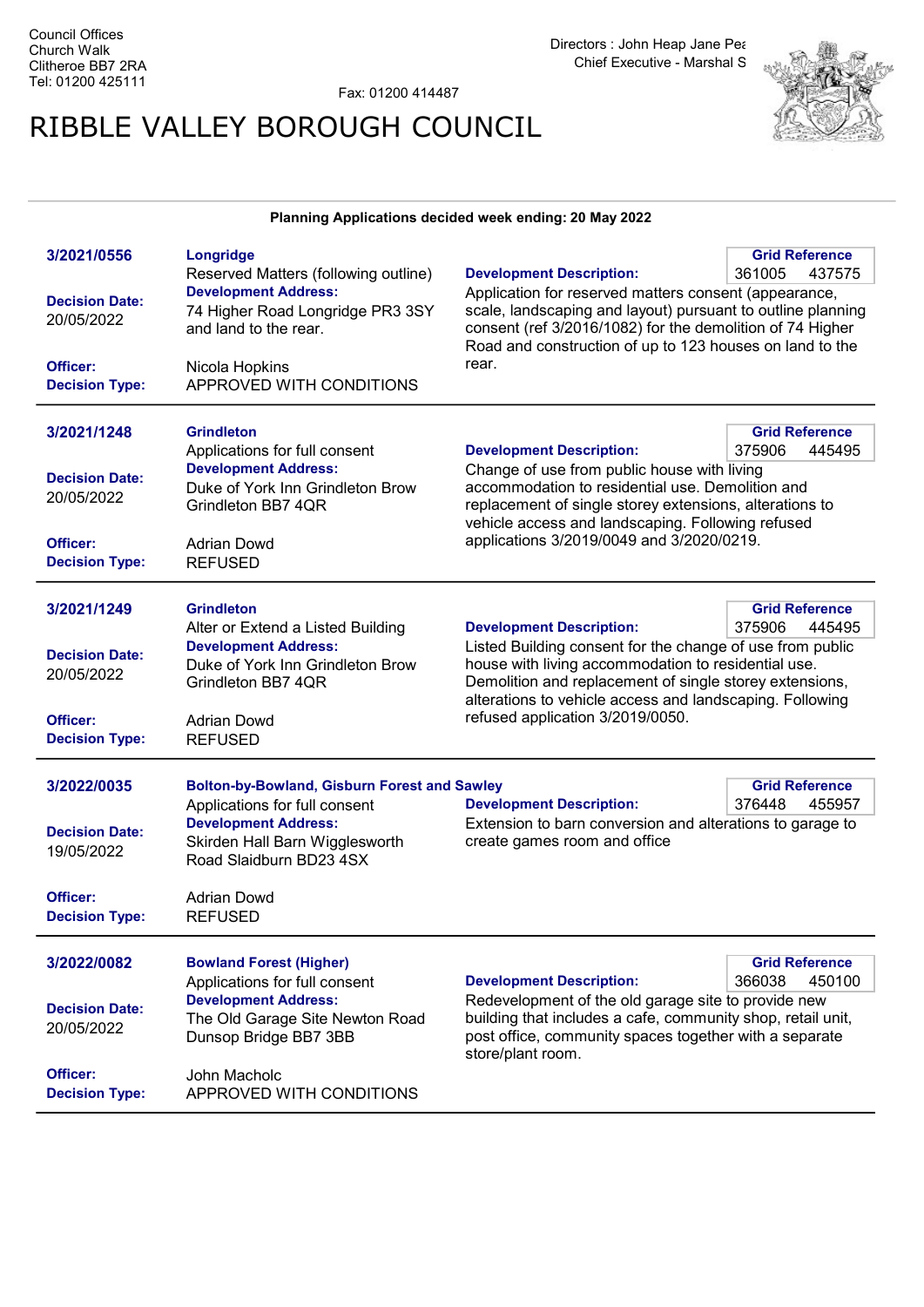Council Offices
Church Walk
Clitheroe BB7 2RA
Tel: 01200 425111

Fax: 01200 414487

Directors : John Heap Jane Pea
Chief Executive - Marshal S

# RIBBLE VALLEY BOROUGH COUNCIL

**Planning Applications decided week ending: 20 May 2022**

---

**3/2021/0556**

**Longridge**
Reserved Matters (following outline)

**Grid Reference:** 361005 437575

**Decision Date:** 20/05/2022

**Development Address:** 74 Higher Road Longridge PR3 3SY and land to the rear.

**Development Description:** Application for reserved matters consent (appearance, scale, landscaping and layout) pursuant to outline planning consent (ref 3/2016/1082) for the demolition of 74 Higher Road and construction of up to 123 houses on land to the rear.

**Officer:** Nicola Hopkins

**Decision Type:** APPROVED WITH CONDITIONS

---

**3/2021/1248**

**Grindleton**
Applications for full consent

**Grid Reference:** 375906 445495

**Decision Date:** 20/05/2022

**Development Address:** Duke of York Inn Grindleton Brow Grindleton BB7 4QR

**Development Description:** Change of use from public house with living accommodation to residential use. Demolition and replacement of single storey extensions, alterations to vehicle access and landscaping. Following refused applications 3/2019/0049 and 3/2020/0219.

**Officer:** Adrian Dowd

**Decision Type:** REFUSED

---

**3/2021/1249**

**Grindleton**
Alter or Extend a Listed Building

**Grid Reference:** 375906 445495

**Decision Date:** 20/05/2022

**Development Address:** Duke of York Inn Grindleton Brow Grindleton BB7 4QR

**Development Description:** Listed Building consent for the change of use from public house with living accommodation to residential use. Demolition and replacement of single storey extensions, alterations to vehicle access and landscaping. Following refused application 3/2019/0050.

**Officer:** Adrian Dowd

**Decision Type:** REFUSED

---

**3/2022/0035**

**Bolton-by-Bowland, Gisburn Forest and Sawley**
Applications for full consent

**Grid Reference:** 376448 455957

**Decision Date:** 19/05/2022

**Development Address:** Skirden Hall Barn Wigglesworth Road Slaidburn BD23 4SX

**Development Description:** Extension to barn conversion and alterations to garage to create games room and office

**Officer:** Adrian Dowd

**Decision Type:** REFUSED

---

**3/2022/0082**

**Bowland Forest (Higher)**
Applications for full consent

**Grid Reference:** 366038 450100

**Decision Date:** 20/05/2022

**Development Address:** The Old Garage Site Newton Road Dunsop Bridge BB7 3BB

**Development Description:** Redevelopment of the old garage site to provide new building that includes a cafe, community shop, retail unit, post office, community spaces together with a separate store/plant room.

**Officer:** John Macholc

**Decision Type:** APPROVED WITH CONDITIONS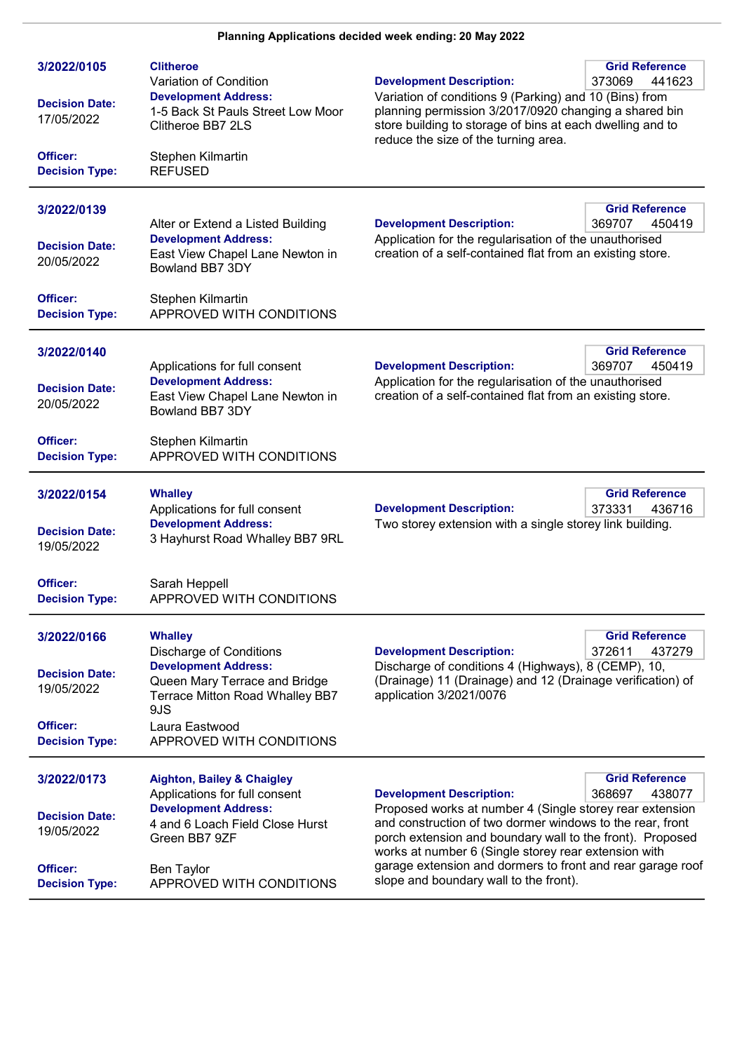**Planning Applications decided week ending: 20 May 2022**

---

**3/2022/0105**

**Clitheroe**
Variation of Condition

**Decision Date:** 17/05/2022

**Development Address:**
1-5 Back St Pauls Street Low Moor Clitheroe BB7 2LS

**Grid Reference:** 373069 441623

**Development Description:**
Variation of conditions 9 (Parking) and 10 (Bins) from planning permission 3/2017/0920 changing a shared bin store building to storage of bins at each dwelling and to reduce the size of the turning area.

**Officer:** Stephen Kilmartin
**Decision Type:** REFUSED

---

**3/2022/0139**

Alter or Extend a Listed Building

**Decision Date:** 20/05/2022

**Development Address:**
East View Chapel Lane Newton in Bowland BB7 3DY

**Grid Reference:** 369707 450419

**Development Description:**
Application for the regularisation of the unauthorised creation of a self-contained flat from an existing store.

**Officer:** Stephen Kilmartin
**Decision Type:** APPROVED WITH CONDITIONS

---

**3/2022/0140**

Applications for full consent

**Decision Date:** 20/05/2022

**Development Address:**
East View Chapel Lane Newton in Bowland BB7 3DY

**Grid Reference:** 369707 450419

**Development Description:**
Application for the regularisation of the unauthorised creation of a self-contained flat from an existing store.

**Officer:** Stephen Kilmartin
**Decision Type:** APPROVED WITH CONDITIONS

---

**3/2022/0154**

**Whalley**
Applications for full consent

**Decision Date:** 19/05/2022

**Development Address:**
3 Hayhurst Road Whalley BB7 9RL

**Grid Reference:** 373331 436716

**Development Description:**
Two storey extension with a single storey link building.

**Officer:** Sarah Heppell
**Decision Type:** APPROVED WITH CONDITIONS

---

**3/2022/0166**

**Whalley**
Discharge of Conditions

**Decision Date:** 19/05/2022

**Development Address:**
Queen Mary Terrace and Bridge Terrace Mitton Road Whalley BB7 9JS

**Grid Reference:** 372611 437279

**Development Description:**
Discharge of conditions 4 (Highways), 8 (CEMP), 10, (Drainage) 11 (Drainage) and 12 (Drainage verification) of application 3/2021/0076

**Officer:** Laura Eastwood
**Decision Type:** APPROVED WITH CONDITIONS

---

**3/2022/0173**

**Aighton, Bailey & Chaigley**
Applications for full consent

**Decision Date:** 19/05/2022

**Development Address:**
4 and 6 Loach Field Close Hurst Green BB7 9ZF

**Grid Reference:** 368697 438077

**Development Description:**
Proposed works at number 4 (Single storey rear extension and construction of two dormer windows to the rear, front porch extension and boundary wall to the front). Proposed works at number 6 (Single storey rear extension with garage extension and dormers to front and rear garage roof slope and boundary wall to the front).

**Officer:** Ben Taylor
**Decision Type:** APPROVED WITH CONDITIONS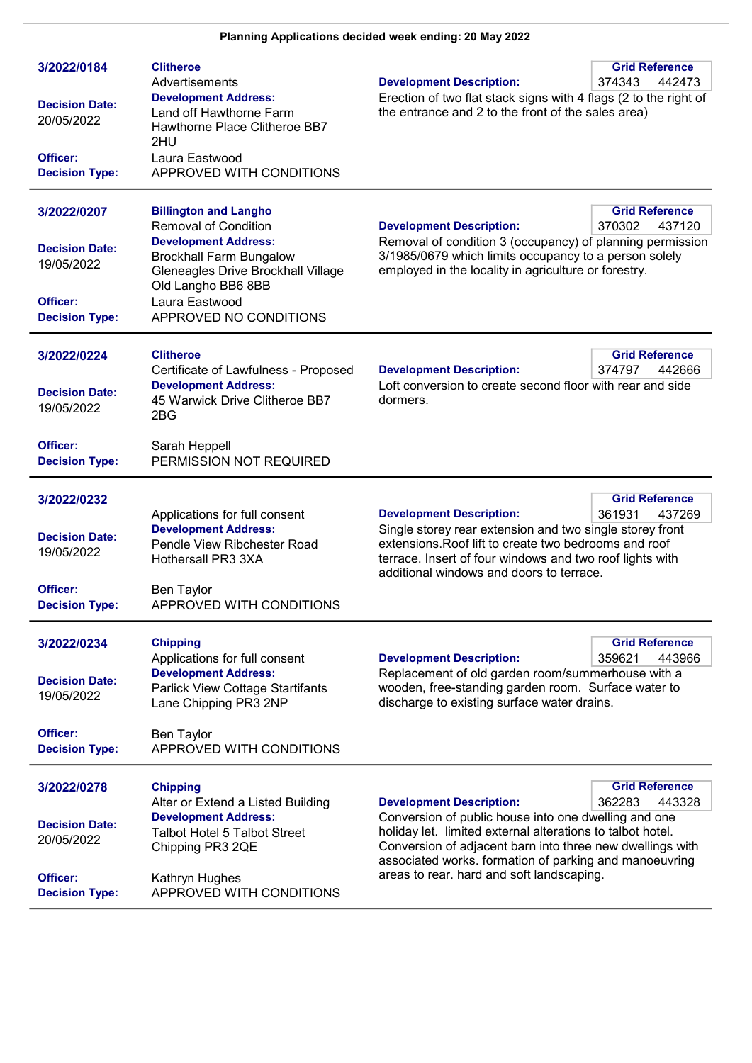**Planning Applications decided week ending: 20 May 2022**

---

**3/2022/0184**

**Clitheroe**
Advertisements

**Development Address:**
Land off Hawthorne Farm Hawthorne Place Clitheroe BB7 2HU

**Decision Date:** 20/05/2022

**Officer:** Laura Eastwood

**Decision Type:** APPROVED WITH CONDITIONS

**Grid Reference:** 374343 442473

**Development Description:**
Erection of two flat stack signs with 4 flags (2 to the right of the entrance and 2 to the front of the sales area)

---

**3/2022/0207**

**Billington and Langho**
Removal of Condition

**Development Address:**
Brockhall Farm Bungalow Gleneagles Drive Brockhall Village Old Langho BB6 8BB

**Decision Date:** 19/05/2022

**Officer:** Laura Eastwood

**Decision Type:** APPROVED NO CONDITIONS

**Grid Reference:** 370302 437120

**Development Description:**
Removal of condition 3 (occupancy) of planning permission 3/1985/0679 which limits occupancy to a person solely employed in the locality in agriculture or forestry.

---

**3/2022/0224**

**Clitheroe**
Certificate of Lawfulness - Proposed

**Development Address:**
45 Warwick Drive Clitheroe BB7 2BG

**Decision Date:** 19/05/2022

**Officer:** Sarah Heppell

**Decision Type:** PERMISSION NOT REQUIRED

**Grid Reference:** 374797 442666

**Development Description:**
Loft conversion to create second floor with rear and side dormers.

---

**3/2022/0232**

Applications for full consent

**Development Address:**
Pendle View Ribchester Road Hothersall PR3 3XA

**Decision Date:** 19/05/2022

**Officer:** Ben Taylor

**Decision Type:** APPROVED WITH CONDITIONS

**Grid Reference:** 361931 437269

**Development Description:**
Single storey rear extension and two single storey front extensions.Roof lift to create two bedrooms and roof terrace. Insert of four windows and two roof lights with additional windows and doors to terrace.

---

**3/2022/0234**

**Chipping**
Applications for full consent

**Development Address:**
Parlick View Cottage Startifants Lane Chipping PR3 2NP

**Decision Date:** 19/05/2022

**Officer:** Ben Taylor

**Decision Type:** APPROVED WITH CONDITIONS

**Grid Reference:** 359621 443966

**Development Description:**
Replacement of old garden room/summerhouse with a wooden, free-standing garden room. Surface water to discharge to existing surface water drains.

---

**3/2022/0278**

**Chipping**
Alter or Extend a Listed Building

**Development Address:**
Talbot Hotel 5 Talbot Street Chipping PR3 2QE

**Decision Date:** 20/05/2022

**Officer:** Kathryn Hughes

**Decision Type:** APPROVED WITH CONDITIONS

**Grid Reference:** 362283 443328

**Development Description:**
Conversion of public house into one dwelling and one holiday let. limited external alterations to talbot hotel. Conversion of adjacent barn into three new dwellings with associated works. formation of parking and manoeuvring areas to rear. hard and soft landscaping.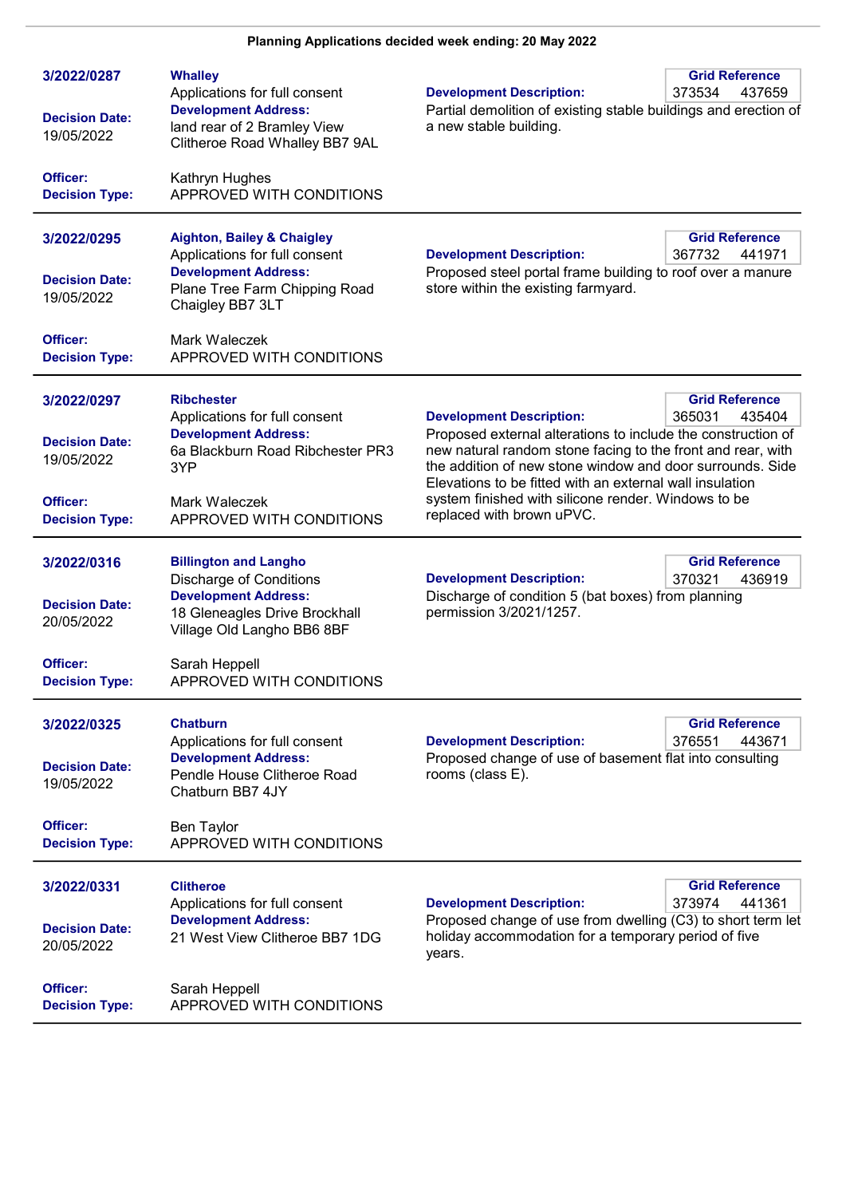**Planning Applications decided week ending: 20 May 2022**

---

**3/2022/0287**

**Whalley**
Applications for full consent

**Development Address:**
land rear of 2 Bramley View Clitheroe Road Whalley BB7 9AL

**Decision Date:** 19/05/2022

**Officer:** Kathryn Hughes

**Decision Type:** APPROVED WITH CONDITIONS

**Grid Reference:** 373534 437659

**Development Description:**
Partial demolition of existing stable buildings and erection of a new stable building.

---

**3/2022/0295**

**Aighton, Bailey & Chaigley**
Applications for full consent

**Development Address:**
Plane Tree Farm Chipping Road Chaigley BB7 3LT

**Decision Date:** 19/05/2022

**Officer:** Mark Waleczek

**Decision Type:** APPROVED WITH CONDITIONS

**Grid Reference:** 367732 441971

**Development Description:**
Proposed steel portal frame building to roof over a manure store within the existing farmyard.

---

**3/2022/0297**

**Ribchester**
Applications for full consent

**Development Address:**
6a Blackburn Road Ribchester PR3 3YP

**Decision Date:** 19/05/2022

**Officer:** Mark Waleczek

**Decision Type:** APPROVED WITH CONDITIONS

**Grid Reference:** 365031 435404

**Development Description:**
Proposed external alterations to include the construction of new natural random stone facing to the front and rear, with the addition of new stone window and door surrounds. Side Elevations to be fitted with an external wall insulation system finished with silicone render. Windows to be replaced with brown uPVC.

---

**3/2022/0316**

**Billington and Langho**
Discharge of Conditions

**Development Address:**
18 Gleneagles Drive Brockhall Village Old Langho BB6 8BF

**Decision Date:** 20/05/2022

**Officer:** Sarah Heppell

**Decision Type:** APPROVED WITH CONDITIONS

**Grid Reference:** 370321 436919

**Development Description:**
Discharge of condition 5 (bat boxes) from planning permission 3/2021/1257.

---

**3/2022/0325**

**Chatburn**
Applications for full consent

**Development Address:**
Pendle House Clitheroe Road Chatburn BB7 4JY

**Decision Date:** 19/05/2022

**Officer:** Ben Taylor

**Decision Type:** APPROVED WITH CONDITIONS

**Grid Reference:** 376551 443671

**Development Description:**
Proposed change of use of basement flat into consulting rooms (class E).

---

**3/2022/0331**

**Clitheroe**
Applications for full consent

**Development Address:**
21 West View Clitheroe BB7 1DG

**Decision Date:** 20/05/2022

**Officer:** Sarah Heppell

**Decision Type:** APPROVED WITH CONDITIONS

**Grid Reference:** 373974 441361

**Development Description:**
Proposed change of use from dwelling (C3) to short term let holiday accommodation for a temporary period of five years.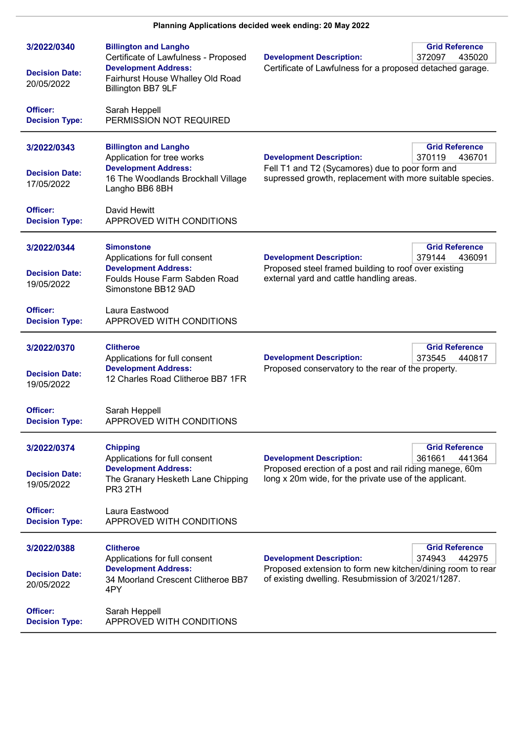**Planning Applications decided week ending: 20 May 2022**

---

**3/2022/0340**

**Billington and Langho**
Certificate of Lawfulness - Proposed

**Development Address:**
Fairhurst House Whalley Old Road Billington BB7 9LF

**Grid Reference** 372097 435020

**Development Description:**
Certificate of Lawfulness for a proposed detached garage.

**Decision Date:** 20/05/2022

**Officer:** Sarah Heppell
**Decision Type:** PERMISSION NOT REQUIRED

---

**3/2022/0343**

**Billington and Langho**
Application for tree works

**Development Address:**
16 The Woodlands Brockhall Village Langho BB6 8BH

**Grid Reference** 370119 436701

**Development Description:**
Fell T1 and T2 (Sycamores) due to poor form and supressed growth, replacement with more suitable species.

**Decision Date:** 17/05/2022

**Officer:** David Hewitt
**Decision Type:** APPROVED WITH CONDITIONS

---

**3/2022/0344**

**Simonstone**
Applications for full consent

**Development Address:**
Foulds House Farm Sabden Road Simonstone BB12 9AD

**Grid Reference** 379144 436091

**Development Description:**
Proposed steel framed building to roof over existing external yard and cattle handling areas.

**Decision Date:** 19/05/2022

**Officer:** Laura Eastwood
**Decision Type:** APPROVED WITH CONDITIONS

---

**3/2022/0370**

**Clitheroe**
Applications for full consent

**Development Address:**
12 Charles Road Clitheroe BB7 1FR

**Grid Reference** 373545 440817

**Development Description:**
Proposed conservatory to the rear of the property.

**Decision Date:** 19/05/2022

**Officer:** Sarah Heppell
**Decision Type:** APPROVED WITH CONDITIONS

---

**3/2022/0374**

**Chipping**
Applications for full consent

**Development Address:**
The Granary Hesketh Lane Chipping PR3 2TH

**Grid Reference** 361661 441364

**Development Description:**
Proposed erection of a post and rail riding manege, 60m long x 20m wide, for the private use of the applicant.

**Decision Date:** 19/05/2022

**Officer:** Laura Eastwood
**Decision Type:** APPROVED WITH CONDITIONS

---

**3/2022/0388**

**Clitheroe**
Applications for full consent

**Development Address:**
34 Moorland Crescent Clitheroe BB7 4PY

**Grid Reference** 374943 442975

**Development Description:**
Proposed extension to form new kitchen/dining room to rear of existing dwelling. Resubmission of 3/2021/1287.

**Decision Date:** 20/05/2022

**Officer:** Sarah Heppell
**Decision Type:** APPROVED WITH CONDITIONS

---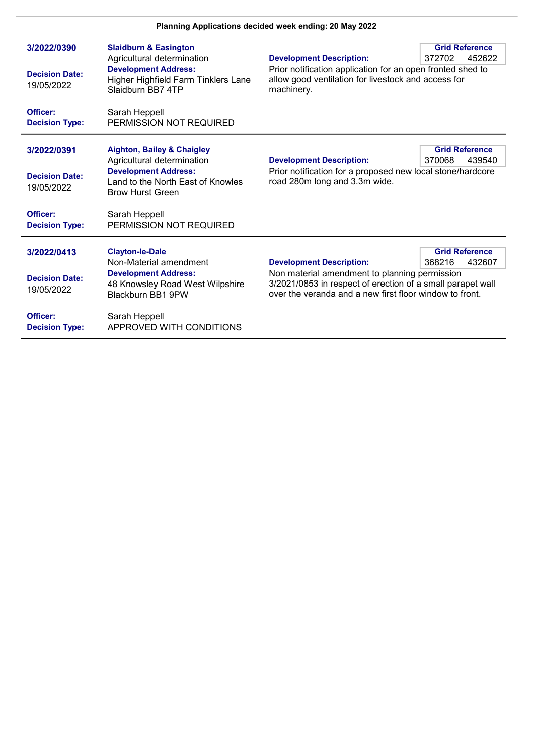**Planning Applications decided week ending: 20 May 2022**

---

**3/2022/0390**

**Decision Date:** 19/05/2022

**Slaidburn & Easington**
Agricultural determination

**Development Address:**
Higher Highfield Farm Tinklers Lane Slaidburn BB7 4TP

**Development Description:**
Prior notification application for an open fronted shed to allow good ventilation for livestock and access for machinery.

**Grid Reference**
372702 452622

**Officer:** Sarah Heppell
**Decision Type:** PERMISSION NOT REQUIRED

---

**3/2022/0391**

**Decision Date:** 19/05/2022

**Aighton, Bailey & Chaigley**
Agricultural determination

**Development Address:**
Land to the North East of Knowles Brow Hurst Green

**Development Description:**
Prior notification for a proposed new local stone/hardcore road 280m long and 3.3m wide.

**Grid Reference**
370068 439540

**Officer:** Sarah Heppell
**Decision Type:** PERMISSION NOT REQUIRED

---

**3/2022/0413**

**Decision Date:** 19/05/2022

**Clayton-le-Dale**
Non-Material amendment

**Development Address:**
48 Knowsley Road West Wilpshire Blackburn BB1 9PW

**Development Description:**
Non material amendment to planning permission 3/2021/0853 in respect of erection of a small parapet wall over the veranda and a new first floor window to front.

**Grid Reference**
368216 432607

**Officer:** Sarah Heppell
**Decision Type:** APPROVED WITH CONDITIONS